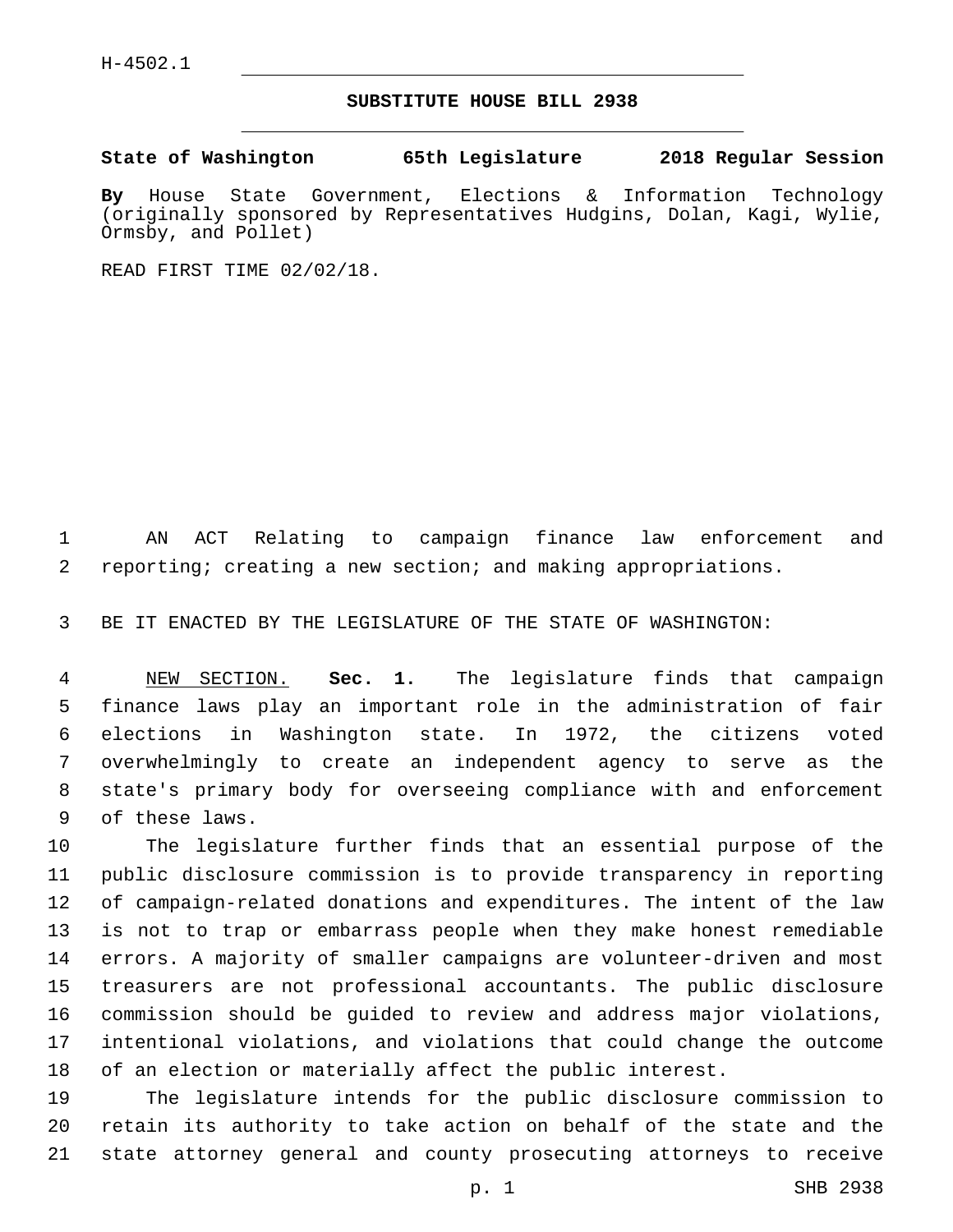H-4502.1

# SUBSTITUTE HOUSE BILL 2938

**State of Washington 65th Legislature 2018 Regular Session**

**By** House State Government, Elections & Information Technology (originally sponsored by Representatives Hudgins, Dolan, Kagi, Wylie, Ormsby, and Pollet)

READ FIRST TIME 02/02/18.

AN ACT Relating to campaign finance law enforcement and reporting; creating a new section; and making appropriations.

BE IT ENACTED BY THE LEGISLATURE OF THE STATE OF WASHINGTON:

NEW SECTION. **Sec. 1.** The legislature finds that campaign finance laws play an important role in the administration of fair elections in Washington state. In 1972, the citizens voted overwhelmingly to create an independent agency to serve as the state's primary body for overseeing compliance with and enforcement of these laws.

The legislature further finds that an essential purpose of the public disclosure commission is to provide transparency in reporting of campaign-related donations and expenditures. The intent of the law is not to trap or embarrass people when they make honest remediable errors. A majority of smaller campaigns are volunteer-driven and most treasurers are not professional accountants. The public disclosure commission should be guided to review and address major violations, intentional violations, and violations that could change the outcome of an election or materially affect the public interest.

The legislature intends for the public disclosure commission to retain its authority to take action on behalf of the state and the state attorney general and county prosecuting attorneys to receive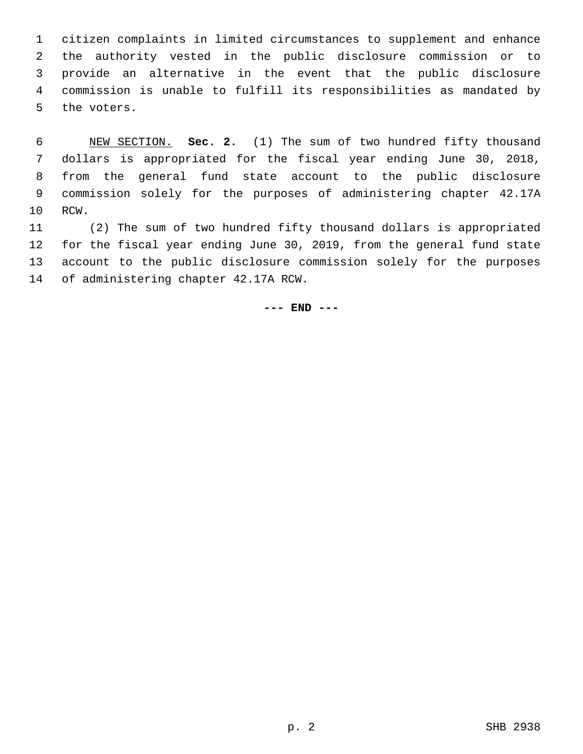citizen complaints in limited circumstances to supplement and enhance the authority vested in the public disclosure commission or to provide an alternative in the event that the public disclosure commission is unable to fulfill its responsibilities as mandated by the voters.

NEW SECTION. **Sec. 2.** (1) The sum of two hundred fifty thousand dollars is appropriated for the fiscal year ending June 30, 2018, from the general fund state account to the public disclosure commission solely for the purposes of administering chapter 42.17A RCW.

(2) The sum of two hundred fifty thousand dollars is appropriated for the fiscal year ending June 30, 2019, from the general fund state account to the public disclosure commission solely for the purposes of administering chapter 42.17A RCW.

**--- END ---**